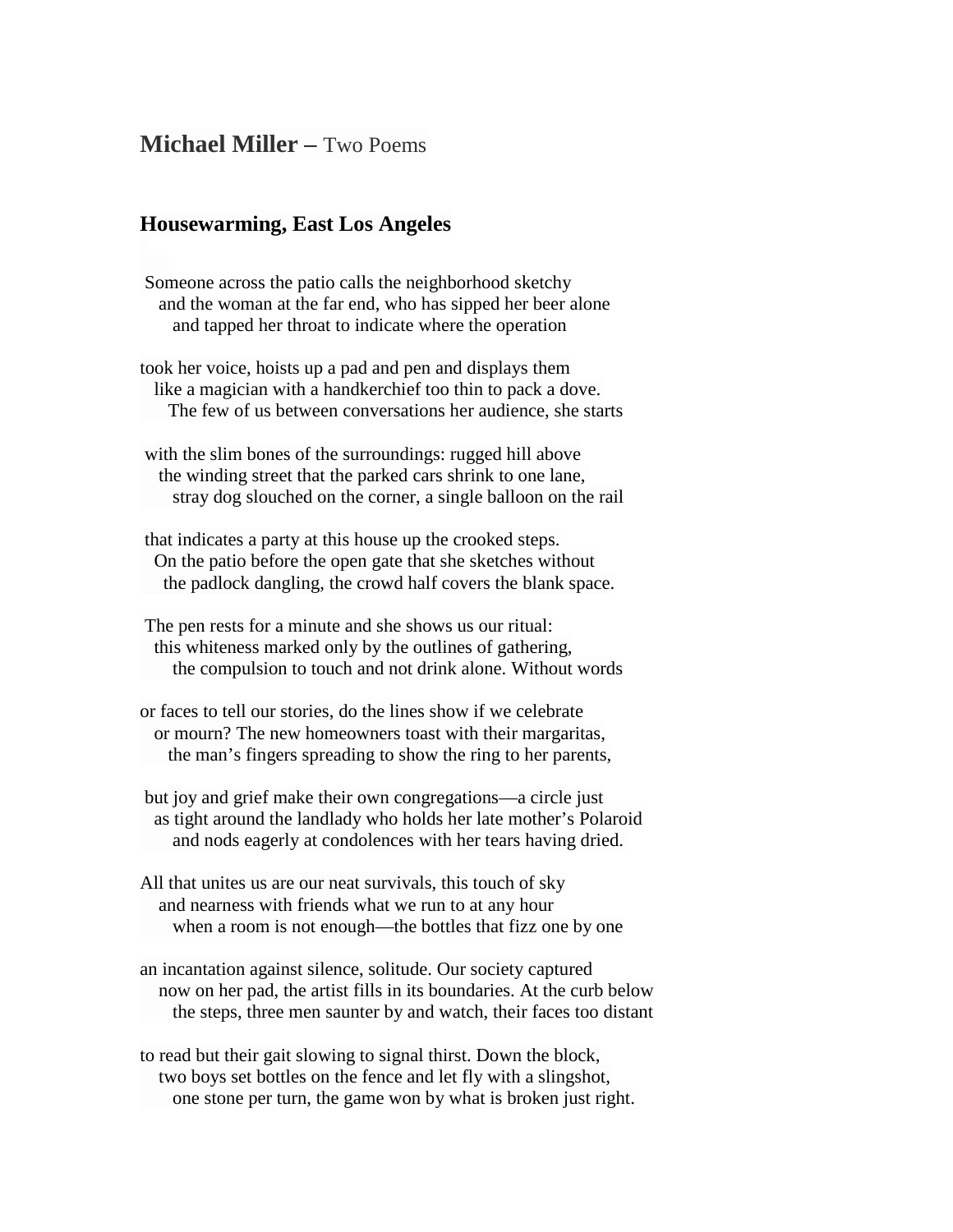# **Michael Miller –** Two Poems

## Housewarming, East Los Angeles

Someone across the patio calls the neighborhood sketchy
and the woman at the far end, who has sipped her beer alone
and tapped her throat to indicate where the operation

took her voice, hoists up a pad and pen and displays them
like a magician with a handkerchief too thin to pack a dove.
The few of us between conversations her audience, she starts

with the slim bones of the surroundings: rugged hill above
the winding street that the parked cars shrink to one lane,
stray dog slouched on the corner, a single balloon on the rail

that indicates a party at this house up the crooked steps.
On the patio before the open gate that she sketches without
the padlock dangling, the crowd half covers the blank space.

The pen rests for a minute and she shows us our ritual:
this whiteness marked only by the outlines of gathering,
the compulsion to touch and not drink alone. Without words

or faces to tell our stories, do the lines show if we celebrate
or mourn? The new homeowners toast with their margaritas,
the man's fingers spreading to show the ring to her parents,

but joy and grief make their own congregations—a circle just
as tight around the landlady who holds her late mother's Polaroid
and nods eagerly at condolences with her tears having dried.

All that unites us are our neat survivals, this touch of sky
and nearness with friends what we run to at any hour
when a room is not enough—the bottles that fizz one by one

an incantation against silence, solitude. Our society captured
now on her pad, the artist fills in its boundaries. At the curb below
the steps, three men saunter by and watch, their faces too distant

to read but their gait slowing to signal thirst. Down the block,
two boys set bottles on the fence and let fly with a slingshot,
one stone per turn, the game won by what is broken just right.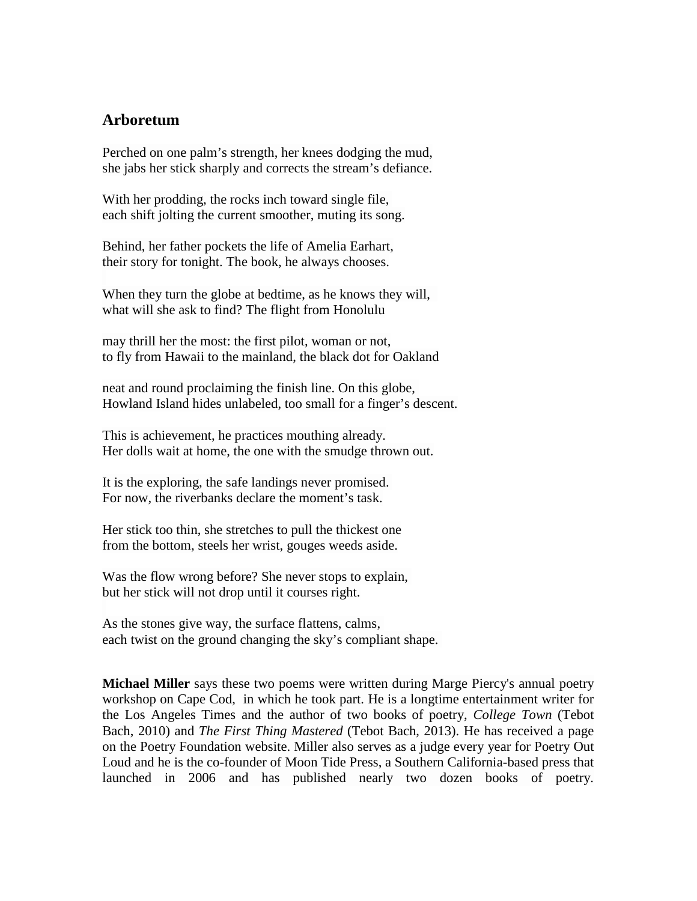## Arboretum

Perched on one palm's strength, her knees dodging the mud,
she jabs her stick sharply and corrects the stream's defiance.

With her prodding, the rocks inch toward single file,
each shift jolting the current smoother, muting its song.

Behind, her father pockets the life of Amelia Earhart,
their story for tonight. The book, he always chooses.

When they turn the globe at bedtime, as he knows they will,
what will she ask to find? The flight from Honolulu

may thrill her the most: the first pilot, woman or not,
to fly from Hawaii to the mainland, the black dot for Oakland

neat and round proclaiming the finish line. On this globe,
Howland Island hides unlabeled, too small for a finger's descent.

This is achievement, he practices mouthing already.
Her dolls wait at home, the one with the smudge thrown out.

It is the exploring, the safe landings never promised.
For now, the riverbanks declare the moment's task.

Her stick too thin, she stretches to pull the thickest one
from the bottom, steels her wrist, gouges weeds aside.

Was the flow wrong before? She never stops to explain,
but her stick will not drop until it courses right.

As the stones give way, the surface flattens, calms,
each twist on the ground changing the sky's compliant shape.

**Michael Miller** says these two poems were written during Marge Piercy's annual poetry workshop on Cape Cod, in which he took part. He is a longtime entertainment writer for the Los Angeles Times and the author of two books of poetry, *College Town* (Tebot Bach, 2010) and *The First Thing Mastered* (Tebot Bach, 2013). He has received a page on the Poetry Foundation website. Miller also serves as a judge every year for Poetry Out Loud and he is the co-founder of Moon Tide Press, a Southern California-based press that launched in 2006 and has published nearly two dozen books of poetry.